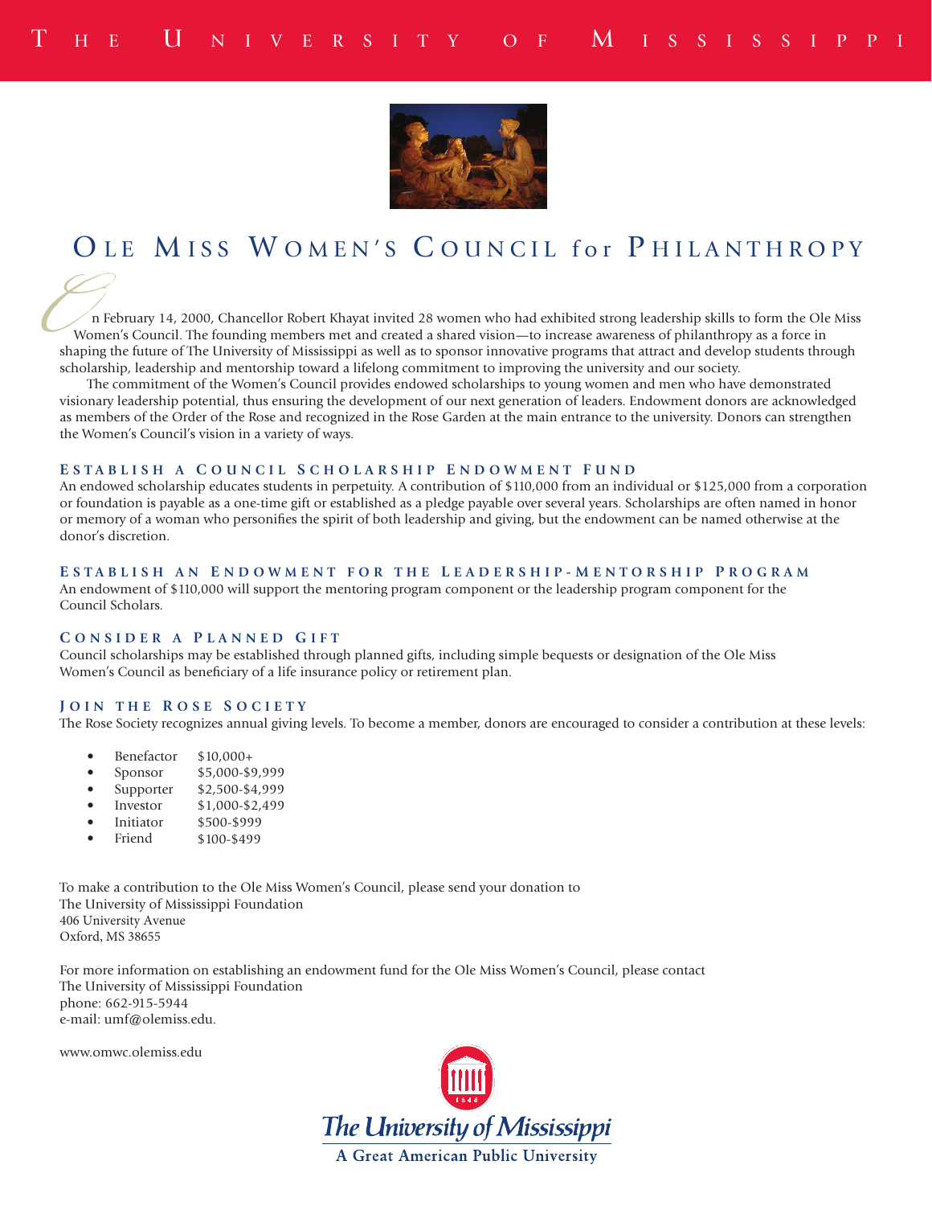# Ole Miss Women's Council for Philanthropy

On February 14, 2000, Chancellor Robert Khayat invited 28 women who had exhibited strong leadership skills to form the Ole Miss Women's Council. The founding members met and created a shared vision—to increase awareness of philanthropy as a force in shaping the future of The University of Mississippi as well as to sponsor innovative programs that attract and develop students through scholarship, leadership and mentorship toward a lifelong commitment to improving the university and our society.

The commitment of the Women's Council provides endowed scholarships to young women and men who have demonstrated visionary leadership potential, thus ensuring the development of our next generation of leaders. Endowment donors are acknowledged as members of the Order of the Rose and recognized in the Rose Garden at the main entrance to the university. Donors can strengthen the Women's Council's vision in a variety of ways.

## Establish a Council Scholarship Endowment Fund

An endowed scholarship educates students in perpetuity. A contribution of $110,000 from an individual or $125,000 from a corporation or foundation is payable as a one-time gift or established as a pledge payable over several years. Scholarships are often named in honor or memory of a woman who personifies the spirit of both leadership and giving, but the endowment can be named otherwise at the donor's discretion.

## Establish an Endowment for the Leadership-Mentorship Program

An endowment of $110,000 will support the mentoring program component or the leadership program component for the Council Scholars.

## Consider a Planned Gift

Council scholarships may be established through planned gifts, including simple bequests or designation of the Ole Miss Women's Council as beneficiary of a life insurance policy or retirement plan.

## Join the Rose Society

The Rose Society recognizes annual giving levels. To become a member, donors are encouraged to consider a contribution at these levels:

- Benefactor $10,000+
- Sponsor $5,000-$9,999
- Supporter $2,500-$4,999
- Investor $1,000-$2,499
- Initiator $500-$999
- Friend $100-$499

To make a contribution to the Ole Miss Women's Council, please send your donation to
The University of Mississippi Foundation
406 University Avenue
Oxford, MS 38655

For more information on establishing an endowment fund for the Ole Miss Women's Council, please contact
The University of Mississippi Foundation
phone: 662-915-5944
e-mail: umf@olemiss.edu.

www.omwc.olemiss.edu

The University of Mississippi
A Great American Public University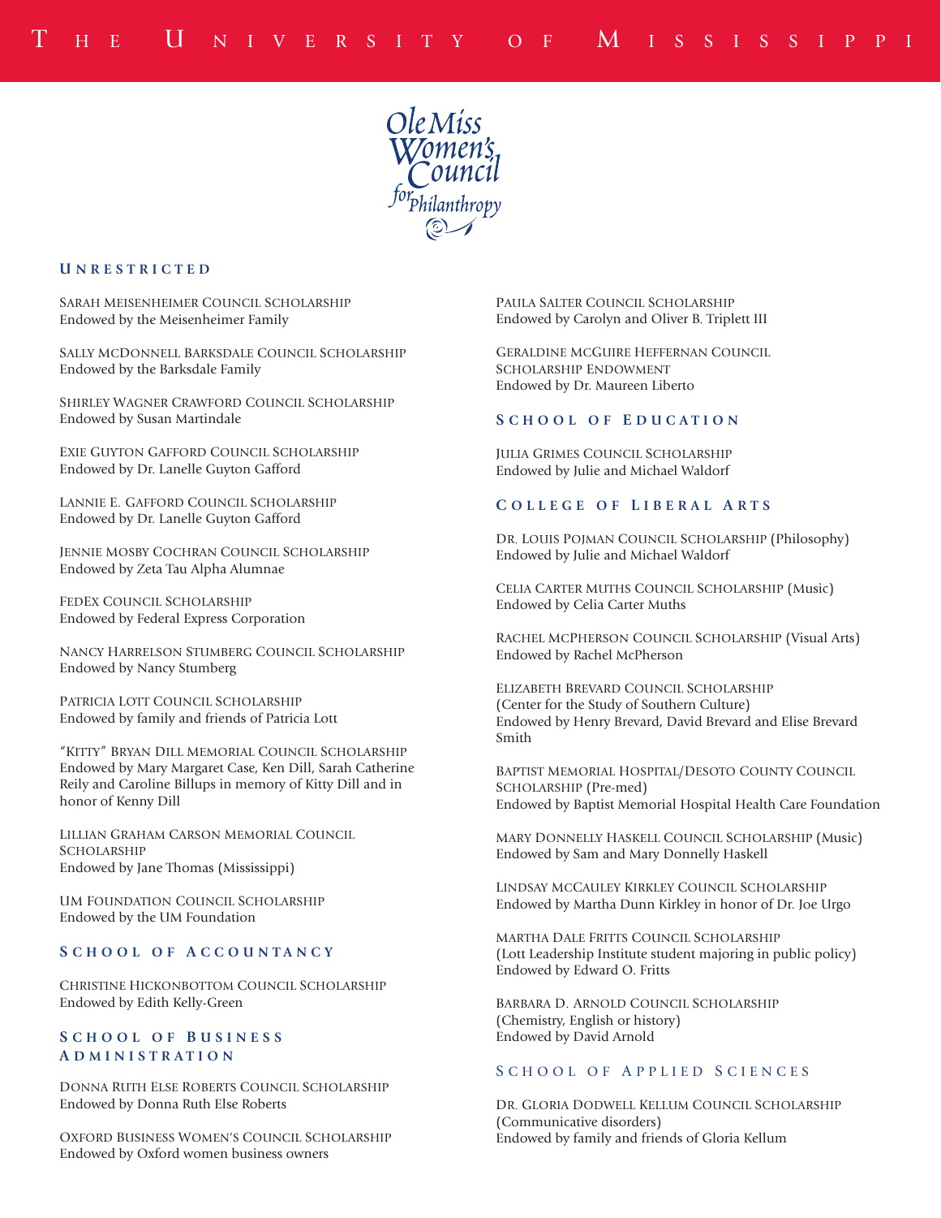Ole Miss Women's Council for Philanthropy

## Unrestricted

Sarah Meisenheimer Council Scholarship
Endowed by the Meisenheimer Family

Sally McDonnell Barksdale Council Scholarship
Endowed by the Barksdale Family

Shirley Wagner Crawford Council Scholarship
Endowed by Susan Martindale

Exie Guyton Gafford Council Scholarship
Endowed by Dr. Lanelle Guyton Gafford

Lannie E. Gafford Council Scholarship
Endowed by Dr. Lanelle Guyton Gafford

Jennie Mosby Cochran Council Scholarship
Endowed by Zeta Tau Alpha Alumnae

FedEx Council Scholarship
Endowed by Federal Express Corporation

Nancy Harrelson Stumberg Council Scholarship
Endowed by Nancy Stumberg

Patricia Lott Council Scholarship
Endowed by family and friends of Patricia Lott

"Kitty" Bryan Dill Memorial Council Scholarship
Endowed by Mary Margaret Case, Ken Dill, Sarah Catherine Reily and Caroline Billups in memory of Kitty Dill and in honor of Kenny Dill

Lillian Graham Carson Memorial Council Scholarship
Endowed by Jane Thomas (Mississippi)

UM Foundation Council Scholarship
Endowed by the UM Foundation

## School of Accountancy

Christine Hickonbottom Council Scholarship
Endowed by Edith Kelly-Green

## School of Business Administration

Donna Ruth Else Roberts Council Scholarship
Endowed by Donna Ruth Else Roberts

Oxford Business Women's Council Scholarship
Endowed by Oxford women business owners

Paula Salter Council Scholarship
Endowed by Carolyn and Oliver B. Triplett III

Geraldine McGuire Heffernan Council Scholarship Endowment
Endowed by Dr. Maureen Liberto

## School of Education

Julia Grimes Council Scholarship
Endowed by Julie and Michael Waldorf

## College of Liberal Arts

Dr. Louis Pojman Council Scholarship (Philosophy)
Endowed by Julie and Michael Waldorf

Celia Carter Muths Council Scholarship (Music)
Endowed by Celia Carter Muths

Rachel McPherson Council Scholarship (Visual Arts)
Endowed by Rachel McPherson

Elizabeth Brevard Council Scholarship
(Center for the Study of Southern Culture)
Endowed by Henry Brevard, David Brevard and Elise Brevard Smith

Baptist Memorial Hospital/DeSoto County Council Scholarship (Pre-med)
Endowed by Baptist Memorial Hospital Health Care Foundation

Mary Donnelly Haskell Council Scholarship (Music)
Endowed by Sam and Mary Donnelly Haskell

Lindsay McCauley Kirkley Council Scholarship
Endowed by Martha Dunn Kirkley in honor of Dr. Joe Urgo

Martha Dale Fritts Council Scholarship
(Lott Leadership Institute student majoring in public policy)
Endowed by Edward O. Fritts

Barbara D. Arnold Council Scholarship
(Chemistry, English or history)
Endowed by David Arnold

## School of Applied Sciences

Dr. Gloria Dodwell Kellum Council Scholarship
(Communicative disorders)
Endowed by family and friends of Gloria Kellum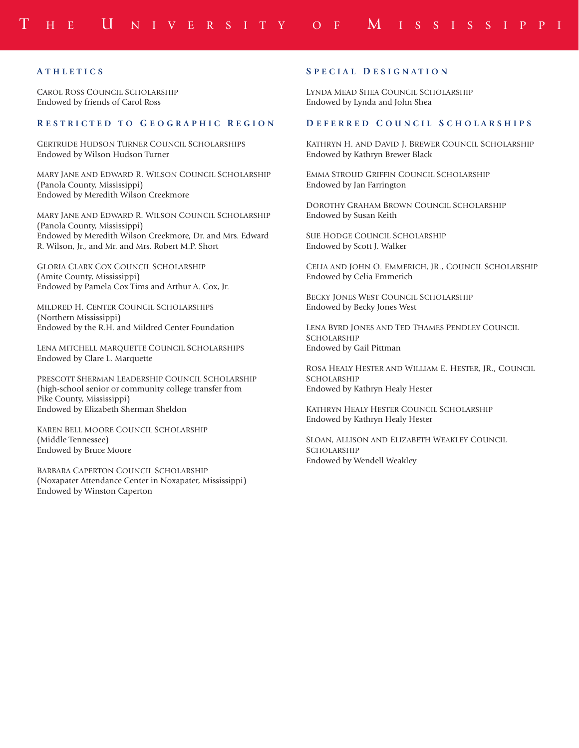## Athletics

Carol Ross Council Scholarship
Endowed by friends of Carol Ross

## Restricted to Geographic Region

Gertrude Hudson Turner Council Scholarships
Endowed by Wilson Hudson Turner

Mary Jane and Edward R. Wilson Council Scholarship
(Panola County, Mississippi)
Endowed by Meredith Wilson Creekmore

Mary Jane and Edward R. Wilson Council Scholarship
(Panola County, Mississippi)
Endowed by Meredith Wilson Creekmore, Dr. and Mrs. Edward R. Wilson, Jr., and Mr. and Mrs. Robert M.P. Short

Gloria Clark Cox Council Scholarship
(Amite County, Mississippi)
Endowed by Pamela Cox Tims and Arthur A. Cox, Jr.

Mildred H. Center Council Scholarships
(Northern Mississippi)
Endowed by the R.H. and Mildred Center Foundation

Lena Mitchell Marquette Council Scholarships
Endowed by Clare L. Marquette

Prescott Sherman Leadership Council Scholarship
(high-school senior or community college transfer from Pike County, Mississippi)
Endowed by Elizabeth Sherman Sheldon

Karen Bell Moore Council Scholarship
(Middle Tennessee)
Endowed by Bruce Moore

Barbara Caperton Council Scholarship
(Noxapater Attendance Center in Noxapater, Mississippi)
Endowed by Winston Caperton

## Special Designation

Lynda Mead Shea Council Scholarship
Endowed by Lynda and John Shea

## Deferred Council Scholarships

Kathryn H. and David J. Brewer Council Scholarship
Endowed by Kathryn Brewer Black

Emma Stroud Griffin Council Scholarship
Endowed by Jan Farrington

Dorothy Graham Brown Council Scholarship
Endowed by Susan Keith

Sue Hodge Council Scholarship
Endowed by Scott J. Walker

Celia and John O. Emmerich, Jr., Council Scholarship
Endowed by Celia Emmerich

Becky Jones West Council Scholarship
Endowed by Becky Jones West

Lena Byrd Jones and Ted Thames Pendley Council Scholarship
Endowed by Gail Pittman

Rosa Healy Hester and William E. Hester, Jr., Council Scholarship
Endowed by Kathryn Healy Hester

Kathryn Healy Hester Council Scholarship
Endowed by Kathryn Healy Hester

Sloan, Allison and Elizabeth Weakley Council Scholarship
Endowed by Wendell Weakley